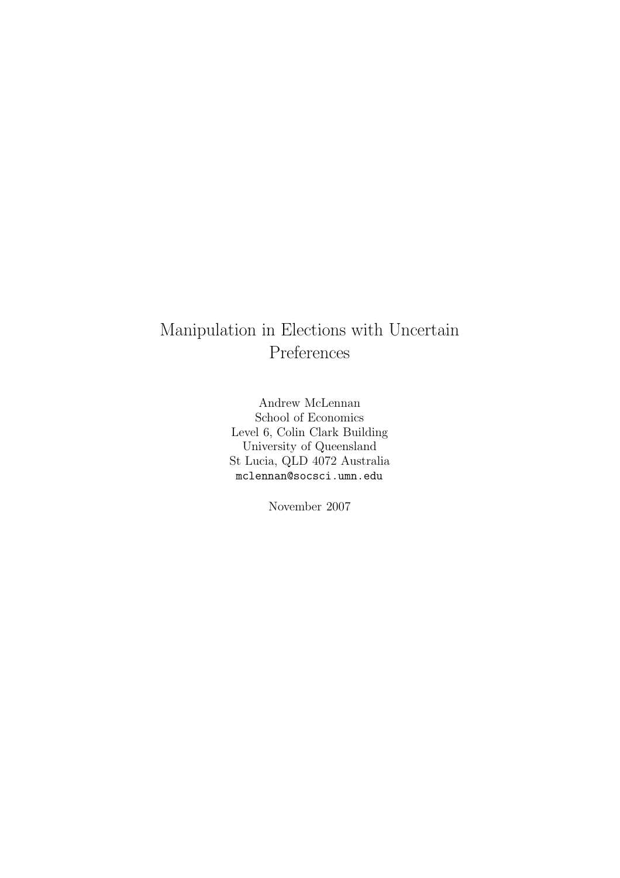# Manipulation in Elections with Uncertain Preferences

Andrew McLennan
School of Economics
Level 6, Colin Clark Building
University of Queensland
St Lucia, QLD 4072 Australia
mclennan@socsci.umn.edu

November 2007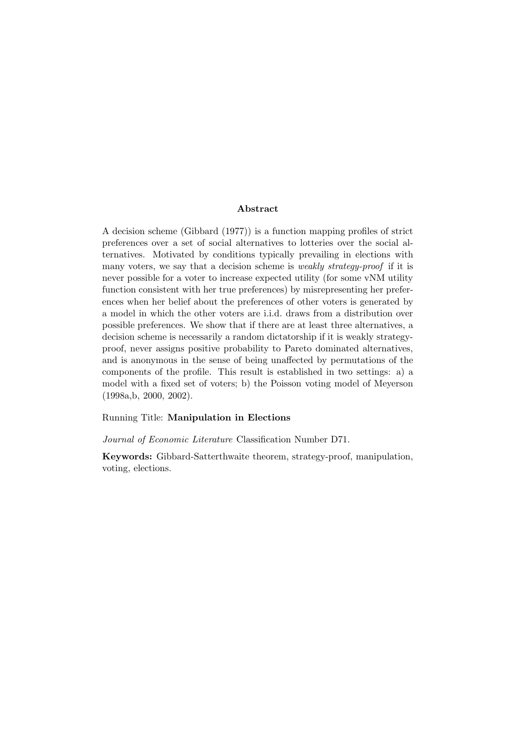### Abstract

A decision scheme (Gibbard (1977)) is a function mapping profiles of strict preferences over a set of social alternatives to lotteries over the social alternatives. Motivated by conditions typically prevailing in elections with many voters, we say that a decision scheme is *weakly strategy-proof* if it is never possible for a voter to increase expected utility (for some vNM utility function consistent with her true preferences) by misrepresenting her preferences when her belief about the preferences of other voters is generated by a model in which the other voters are i.i.d. draws from a distribution over possible preferences. We show that if there are at least three alternatives, a decision scheme is necessarily a random dictatorship if it is weakly strategy-proof, never assigns positive probability to Pareto dominated alternatives, and is anonymous in the sense of being unaffected by permutations of the components of the profile. This result is established in two settings: a) a model with a fixed set of voters; b) the Poisson voting model of Meyerson (1998a,b, 2000, 2002).

Running Title: **Manipulation in Elections**

*Journal of Economic Literature* Classification Number D71.

**Keywords:** Gibbard-Satterthwaite theorem, strategy-proof, manipulation, voting, elections.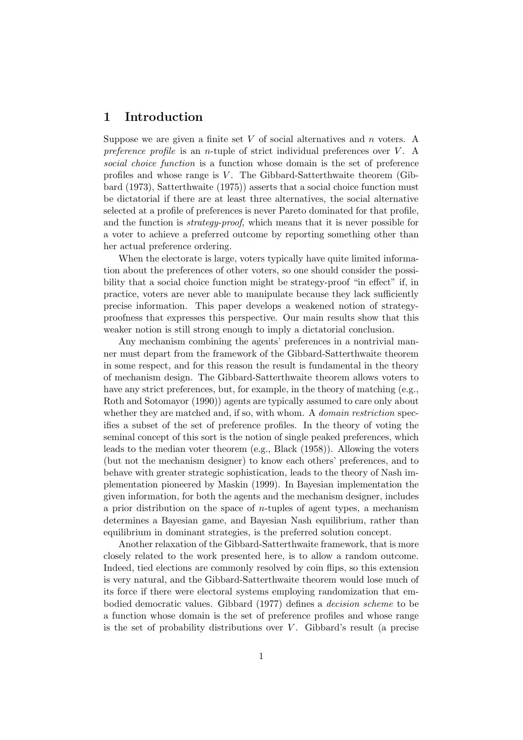# 1 Introduction

Suppose we are given a finite set $V$ of social alternatives and $n$ voters. A *preference profile* is an $n$-tuple of strict individual preferences over $V$. A *social choice function* is a function whose domain is the set of preference profiles and whose range is $V$. The Gibbard-Satterthwaite theorem (Gibbard (1973), Satterthwaite (1975)) asserts that a social choice function must be dictatorial if there are at least three alternatives, the social alternative selected at a profile of preferences is never Pareto dominated for that profile, and the function is *strategy-proof*, which means that it is never possible for a voter to achieve a preferred outcome by reporting something other than her actual preference ordering.

When the electorate is large, voters typically have quite limited information about the preferences of other voters, so one should consider the possibility that a social choice function might be strategy-proof "in effect" if, in practice, voters are never able to manipulate because they lack sufficiently precise information. This paper develops a weakened notion of strategy-proofness that expresses this perspective. Our main results show that this weaker notion is still strong enough to imply a dictatorial conclusion.

Any mechanism combining the agents' preferences in a nontrivial manner must depart from the framework of the Gibbard-Satterthwaite theorem in some respect, and for this reason the result is fundamental in the theory of mechanism design. The Gibbard-Satterthwaite theorem allows voters to have any strict preferences, but, for example, in the theory of matching (e.g., Roth and Sotomayor (1990)) agents are typically assumed to care only about whether they are matched and, if so, with whom. A *domain restriction* specifies a subset of the set of preference profiles. In the theory of voting the seminal concept of this sort is the notion of single peaked preferences, which leads to the median voter theorem (e.g., Black (1958)). Allowing the voters (but not the mechanism designer) to know each others' preferences, and to behave with greater strategic sophistication, leads to the theory of Nash implementation pioneered by Maskin (1999). In Bayesian implementation the given information, for both the agents and the mechanism designer, includes a prior distribution on the space of $n$-tuples of agent types, a mechanism determines a Bayesian game, and Bayesian Nash equilibrium, rather than equilibrium in dominant strategies, is the preferred solution concept.

Another relaxation of the Gibbard-Satterthwaite framework, that is more closely related to the work presented here, is to allow a random outcome. Indeed, tied elections are commonly resolved by coin flips, so this extension is very natural, and the Gibbard-Satterthwaite theorem would lose much of its force if there were electoral systems employing randomization that embodied democratic values. Gibbard (1977) defines a *decision scheme* to be a function whose domain is the set of preference profiles and whose range is the set of probability distributions over $V$. Gibbard's result (a precise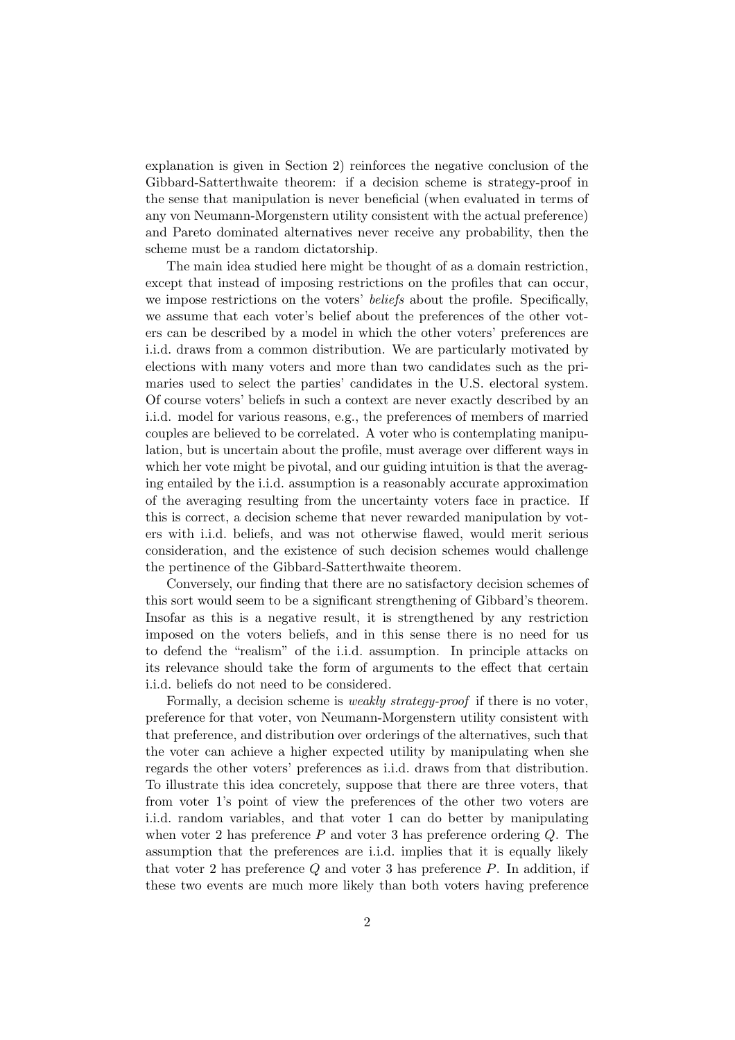explanation is given in Section 2) reinforces the negative conclusion of the Gibbard-Satterthwaite theorem: if a decision scheme is strategy-proof in the sense that manipulation is never beneficial (when evaluated in terms of any von Neumann-Morgenstern utility consistent with the actual preference) and Pareto dominated alternatives never receive any probability, then the scheme must be a random dictatorship.

The main idea studied here might be thought of as a domain restriction, except that instead of imposing restrictions on the profiles that can occur, we impose restrictions on the voters' *beliefs* about the profile. Specifically, we assume that each voter's belief about the preferences of the other voters can be described by a model in which the other voters' preferences are i.i.d. draws from a common distribution. We are particularly motivated by elections with many voters and more than two candidates such as the primaries used to select the parties' candidates in the U.S. electoral system. Of course voters' beliefs in such a context are never exactly described by an i.i.d. model for various reasons, e.g., the preferences of members of married couples are believed to be correlated. A voter who is contemplating manipulation, but is uncertain about the profile, must average over different ways in which her vote might be pivotal, and our guiding intuition is that the averaging entailed by the i.i.d. assumption is a reasonably accurate approximation of the averaging resulting from the uncertainty voters face in practice. If this is correct, a decision scheme that never rewarded manipulation by voters with i.i.d. beliefs, and was not otherwise flawed, would merit serious consideration, and the existence of such decision schemes would challenge the pertinence of the Gibbard-Satterthwaite theorem.

Conversely, our finding that there are no satisfactory decision schemes of this sort would seem to be a significant strengthening of Gibbard's theorem. Insofar as this is a negative result, it is strengthened by any restriction imposed on the voters beliefs, and in this sense there is no need for us to defend the "realism" of the i.i.d. assumption. In principle attacks on its relevance should take the form of arguments to the effect that certain i.i.d. beliefs do not need to be considered.

Formally, a decision scheme is *weakly strategy-proof* if there is no voter, preference for that voter, von Neumann-Morgenstern utility consistent with that preference, and distribution over orderings of the alternatives, such that the voter can achieve a higher expected utility by manipulating when she regards the other voters' preferences as i.i.d. draws from that distribution. To illustrate this idea concretely, suppose that there are three voters, that from voter 1's point of view the preferences of the other two voters are i.i.d. random variables, and that voter 1 can do better by manipulating when voter 2 has preference $P$ and voter 3 has preference ordering $Q$. The assumption that the preferences are i.i.d. implies that it is equally likely that voter 2 has preference $Q$ and voter 3 has preference $P$. In addition, if these two events are much more likely than both voters having preference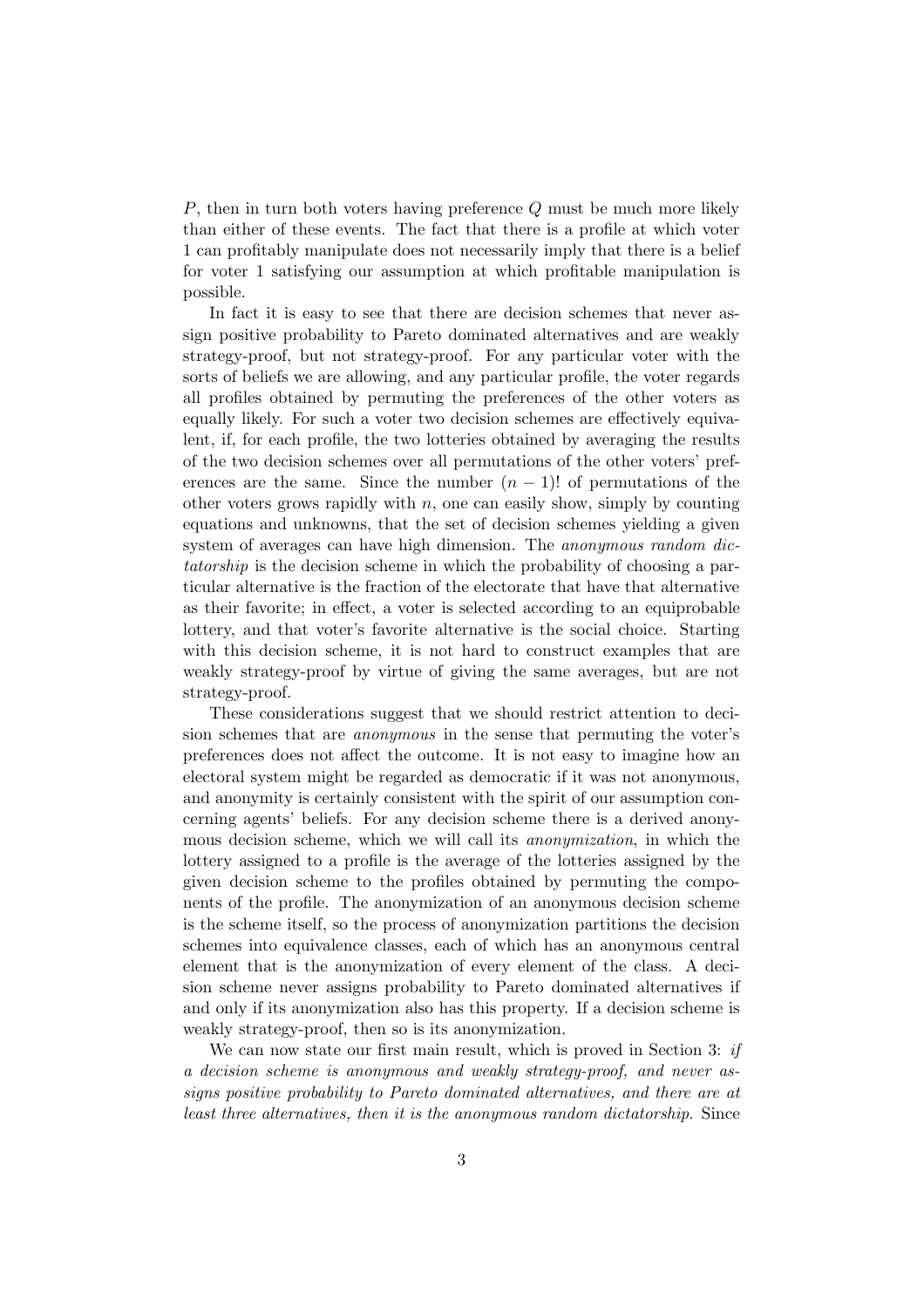$P$, then in turn both voters having preference $Q$ must be much more likely than either of these events. The fact that there is a profile at which voter 1 can profitably manipulate does not necessarily imply that there is a belief for voter 1 satisfying our assumption at which profitable manipulation is possible.

In fact it is easy to see that there are decision schemes that never assign positive probability to Pareto dominated alternatives and are weakly strategy-proof, but not strategy-proof. For any particular voter with the sorts of beliefs we are allowing, and any particular profile, the voter regards all profiles obtained by permuting the preferences of the other voters as equally likely. For such a voter two decision schemes are effectively equivalent, if, for each profile, the two lotteries obtained by averaging the results of the two decision schemes over all permutations of the other voters' preferences are the same. Since the number $(n-1)!$ of permutations of the other voters grows rapidly with $n$, one can easily show, simply by counting equations and unknowns, that the set of decision schemes yielding a given system of averages can have high dimension. The *anonymous random dictatorship* is the decision scheme in which the probability of choosing a particular alternative is the fraction of the electorate that have that alternative as their favorite; in effect, a voter is selected according to an equiprobable lottery, and that voter's favorite alternative is the social choice. Starting with this decision scheme, it is not hard to construct examples that are weakly strategy-proof by virtue of giving the same averages, but are not strategy-proof.

These considerations suggest that we should restrict attention to decision schemes that are *anonymous* in the sense that permuting the voter's preferences does not affect the outcome. It is not easy to imagine how an electoral system might be regarded as democratic if it was not anonymous, and anonymity is certainly consistent with the spirit of our assumption concerning agents' beliefs. For any decision scheme there is a derived anonymous decision scheme, which we will call its *anonymization*, in which the lottery assigned to a profile is the average of the lotteries assigned by the given decision scheme to the profiles obtained by permuting the components of the profile. The anonymization of an anonymous decision scheme is the scheme itself, so the process of anonymization partitions the decision schemes into equivalence classes, each of which has an anonymous central element that is the anonymization of every element of the class. A decision scheme never assigns probability to Pareto dominated alternatives if and only if its anonymization also has this property. If a decision scheme is weakly strategy-proof, then so is its anonymization.

We can now state our first main result, which is proved in Section 3: *if a decision scheme is anonymous and weakly strategy-proof, and never assigns positive probability to Pareto dominated alternatives, and there are at least three alternatives, then it is the anonymous random dictatorship.* Since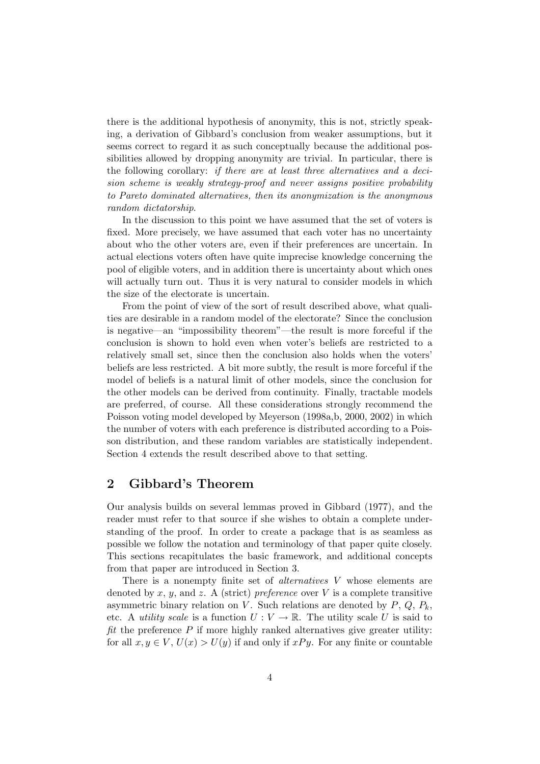there is the additional hypothesis of anonymity, this is not, strictly speaking, a derivation of Gibbard's conclusion from weaker assumptions, but it seems correct to regard it as such conceptually because the additional possibilities allowed by dropping anonymity are trivial. In particular, there is the following corollary: *if there are at least three alternatives and a decision scheme is weakly strategy-proof and never assigns positive probability to Pareto dominated alternatives, then its anonymization is the anonymous random dictatorship.*

In the discussion to this point we have assumed that the set of voters is fixed. More precisely, we have assumed that each voter has no uncertainty about who the other voters are, even if their preferences are uncertain. In actual elections voters often have quite imprecise knowledge concerning the pool of eligible voters, and in addition there is uncertainty about which ones will actually turn out. Thus it is very natural to consider models in which the size of the electorate is uncertain.

From the point of view of the sort of result described above, what qualities are desirable in a random model of the electorate? Since the conclusion is negative—an "impossibility theorem"—the result is more forceful if the conclusion is shown to hold even when voter's beliefs are restricted to a relatively small set, since then the conclusion also holds when the voters' beliefs are less restricted. A bit more subtly, the result is more forceful if the model of beliefs is a natural limit of other models, since the conclusion for the other models can be derived from continuity. Finally, tractable models are preferred, of course. All these considerations strongly recommend the Poisson voting model developed by Meyerson (1998a,b, 2000, 2002) in which the number of voters with each preference is distributed according to a Poisson distribution, and these random variables are statistically independent. Section 4 extends the result described above to that setting.

## 2 Gibbard's Theorem

Our analysis builds on several lemmas proved in Gibbard (1977), and the reader must refer to that source if she wishes to obtain a complete understanding of the proof. In order to create a package that is as seamless as possible we follow the notation and terminology of that paper quite closely. This sections recapitulates the basic framework, and additional concepts from that paper are introduced in Section 3.

There is a nonempty finite set of *alternatives* $V$ whose elements are denoted by $x$, $y$, and $z$. A (strict) *preference* over $V$ is a complete transitive asymmetric binary relation on $V$. Such relations are denoted by $P$, $Q$, $P_k$, etc. A *utility scale* is a function $U : V \to \mathbb{R}$. The utility scale $U$ is said to *fit* the preference $P$ if more highly ranked alternatives give greater utility: for all $x, y \in V$, $U(x) > U(y)$ if and only if $xPy$. For any finite or countable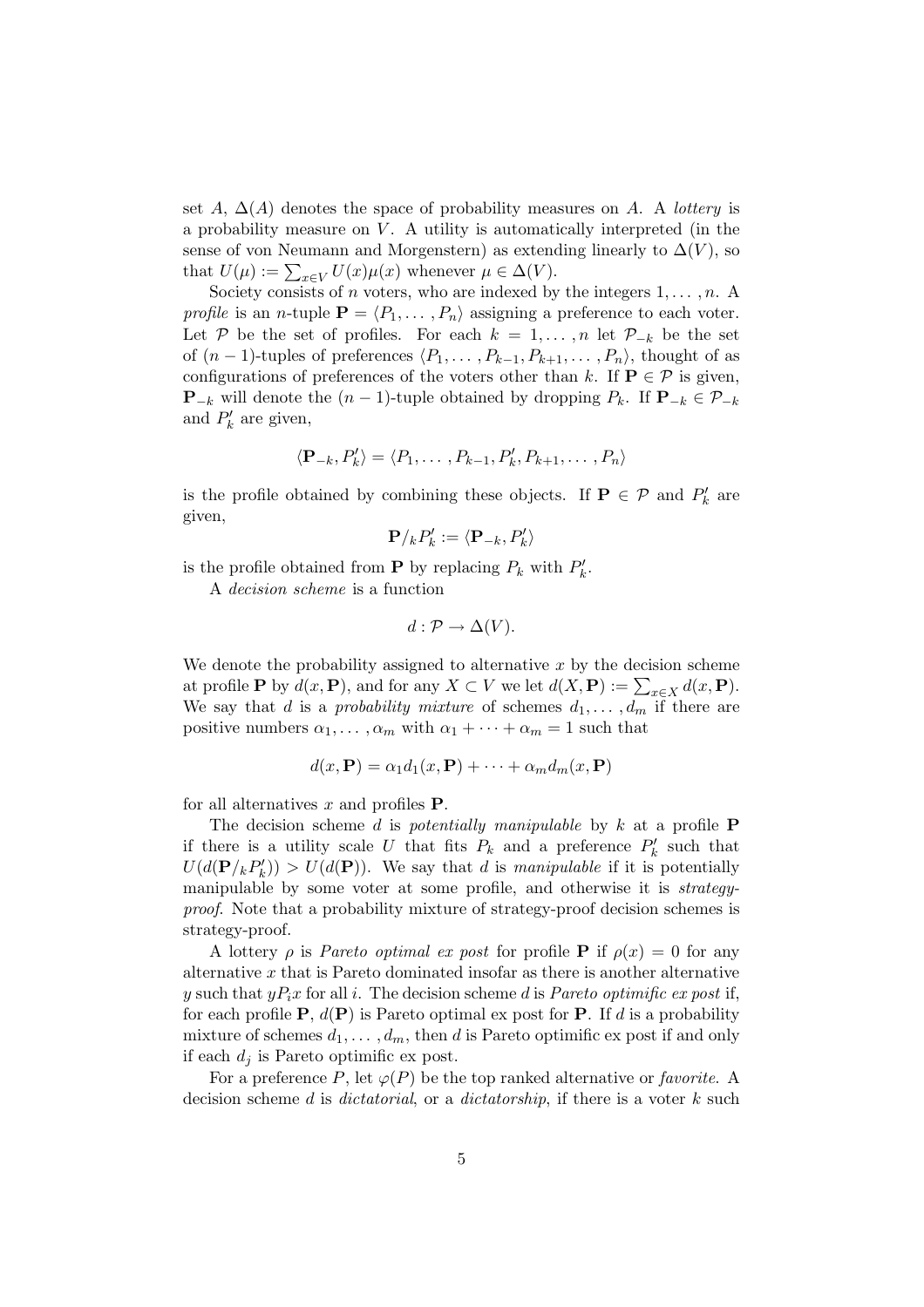set $A$, $\Delta(A)$ denotes the space of probability measures on $A$. A *lottery* is a probability measure on $V$. A utility is automatically interpreted (in the sense of von Neumann and Morgenstern) as extending linearly to $\Delta(V)$, so that $U(\mu) := \sum_{x \in V} U(x)\mu(x)$ whenever $\mu \in \Delta(V)$.

Society consists of $n$ voters, who are indexed by the integers $1, \ldots, n$. A *profile* is an $n$-tuple $\mathbf{P} = \langle P_1, \ldots, P_n \rangle$ assigning a preference to each voter. Let $\mathcal{P}$ be the set of profiles. For each $k = 1, \ldots, n$ let $\mathcal{P}_{-k}$ be the set of $(n-1)$-tuples of preferences $\langle P_1, \ldots, P_{k-1}, P_{k+1}, \ldots, P_n \rangle$, thought of as configurations of preferences of the voters other than $k$. If $\mathbf{P} \in \mathcal{P}$ is given, $\mathbf{P}_{-k}$ will denote the $(n-1)$-tuple obtained by dropping $P_k$. If $\mathbf{P}_{-k} \in \mathcal{P}_{-k}$ and $P'_k$ are given,

$$\langle \mathbf{P}_{-k}, P'_k \rangle = \langle P_1, \ldots, P_{k-1}, P'_k, P_{k+1}, \ldots, P_n \rangle$$

is the profile obtained by combining these objects. If $\mathbf{P} \in \mathcal{P}$ and $P'_k$ are given,

$$\mathbf{P}/_k P'_k := \langle \mathbf{P}_{-k}, P'_k \rangle$$

is the profile obtained from $\mathbf{P}$ by replacing $P_k$ with $P'_k$.

A *decision scheme* is a function

$$d : \mathcal{P} \to \Delta(V).$$

We denote the probability assigned to alternative $x$ by the decision scheme at profile $\mathbf{P}$ by $d(x, \mathbf{P})$, and for any $X \subset V$ we let $d(X, \mathbf{P}) := \sum_{x \in X} d(x, \mathbf{P})$. We say that $d$ is a *probability mixture* of schemes $d_1, \ldots, d_m$ if there are positive numbers $\alpha_1, \ldots, \alpha_m$ with $\alpha_1 + \cdots + \alpha_m = 1$ such that

$$d(x, \mathbf{P}) = \alpha_1 d_1(x, \mathbf{P}) + \cdots + \alpha_m d_m(x, \mathbf{P})$$

for all alternatives $x$ and profiles $\mathbf{P}$.

The decision scheme $d$ is *potentially manipulable* by $k$ at a profile $\mathbf{P}$ if there is a utility scale $U$ that fits $P_k$ and a preference $P'_k$ such that $U(d(\mathbf{P}/_k P'_k)) > U(d(\mathbf{P}))$. We say that $d$ is *manipulable* if it is potentially manipulable by some voter at some profile, and otherwise it is *strategy-proof*. Note that a probability mixture of strategy-proof decision schemes is strategy-proof.

A lottery $\rho$ is *Pareto optimal ex post* for profile $\mathbf{P}$ if $\rho(x) = 0$ for any alternative $x$ that is Pareto dominated insofar as there is another alternative $y$ such that $y P_i x$ for all $i$. The decision scheme $d$ is *Pareto optimific ex post* if, for each profile $\mathbf{P}$, $d(\mathbf{P})$ is Pareto optimal ex post for $\mathbf{P}$. If $d$ is a probability mixture of schemes $d_1, \ldots, d_m$, then $d$ is Pareto optimific ex post if and only if each $d_j$ is Pareto optimific ex post.

For a preference $P$, let $\varphi(P)$ be the top ranked alternative or *favorite*. A decision scheme $d$ is *dictatorial*, or a *dictatorship*, if there is a voter $k$ such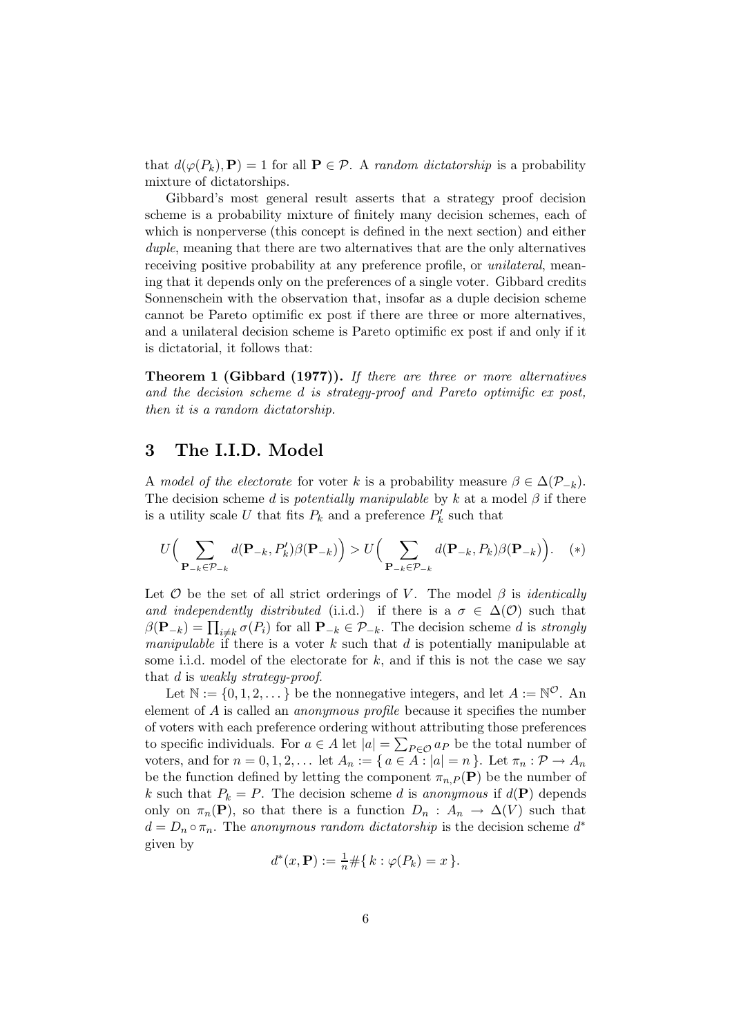that $d(\varphi(P_k), \mathbf{P}) = 1$ for all $\mathbf{P} \in \mathcal{P}$. A *random dictatorship* is a probability mixture of dictatorships.

Gibbard's most general result asserts that a strategy proof decision scheme is a probability mixture of finitely many decision schemes, each of which is nonperverse (this concept is defined in the next section) and either *duple*, meaning that there are two alternatives that are the only alternatives receiving positive probability at any preference profile, or *unilateral*, meaning that it depends only on the preferences of a single voter. Gibbard credits Sonnenschein with the observation that, insofar as a duple decision scheme cannot be Pareto optimific ex post if there are three or more alternatives, and a unilateral decision scheme is Pareto optimific ex post if and only if it is dictatorial, it follows that:

**Theorem 1 (Gibbard (1977)).** *If there are three or more alternatives and the decision scheme $d$ is strategy-proof and Pareto optimific ex post, then it is a random dictatorship.*

## 3 The I.I.D. Model

A *model of the electorate* for voter $k$ is a probability measure $\beta \in \Delta(\mathcal{P}_{-k})$. The decision scheme $d$ is *potentially manipulable* by $k$ at a model $\beta$ if there is a utility scale $U$ that fits $P_k$ and a preference $P'_k$ such that

$$U\Big(\sum_{\mathbf{P}_{-k} \in \mathcal{P}_{-k}} d(\mathbf{P}_{-k}, P'_k)\beta(\mathbf{P}_{-k})\Big) > U\Big(\sum_{\mathbf{P}_{-k} \in \mathcal{P}_{-k}} d(\mathbf{P}_{-k}, P_k)\beta(\mathbf{P}_{-k})\Big). \quad (*)$$

Let $\mathcal{O}$ be the set of all strict orderings of $V$. The model $\beta$ is *identically and independently distributed* (i.i.d.) if there is a $\sigma \in \Delta(\mathcal{O})$ such that $\beta(\mathbf{P}_{-k}) = \prod_{i \neq k} \sigma(P_i)$ for all $\mathbf{P}_{-k} \in \mathcal{P}_{-k}$. The decision scheme $d$ is *strongly manipulable* if there is a voter $k$ such that $d$ is potentially manipulable at some i.i.d. model of the electorate for $k$, and if this is not the case we say that $d$ is *weakly strategy-proof*.

Let $\mathbb{N} := \{0, 1, 2, \dots\}$ be the nonnegative integers, and let $A := \mathbb{N}^{\mathcal{O}}$. An element of $A$ is called an *anonymous profile* because it specifies the number of voters with each preference ordering without attributing those preferences to specific individuals. For $a \in A$ let $|a| = \sum_{P \in \mathcal{O}} a_P$ be the total number of voters, and for $n = 0, 1, 2, \dots$ let $A_n := \{\, a \in A : |a| = n \,\}$. Let $\pi_n : \mathcal{P} \to A_n$ be the function defined by letting the component $\pi_{n,P}(\mathbf{P})$ be the number of $k$ such that $P_k = P$. The decision scheme $d$ is *anonymous* if $d(\mathbf{P})$ depends only on $\pi_n(\mathbf{P})$, so that there is a function $D_n : A_n \to \Delta(V)$ such that $d = D_n \circ \pi_n$. The *anonymous random dictatorship* is the decision scheme $d^*$ given by

$$d^*(x, \mathbf{P}) := \tfrac{1}{n}\#\{\, k : \varphi(P_k) = x \,\}.$$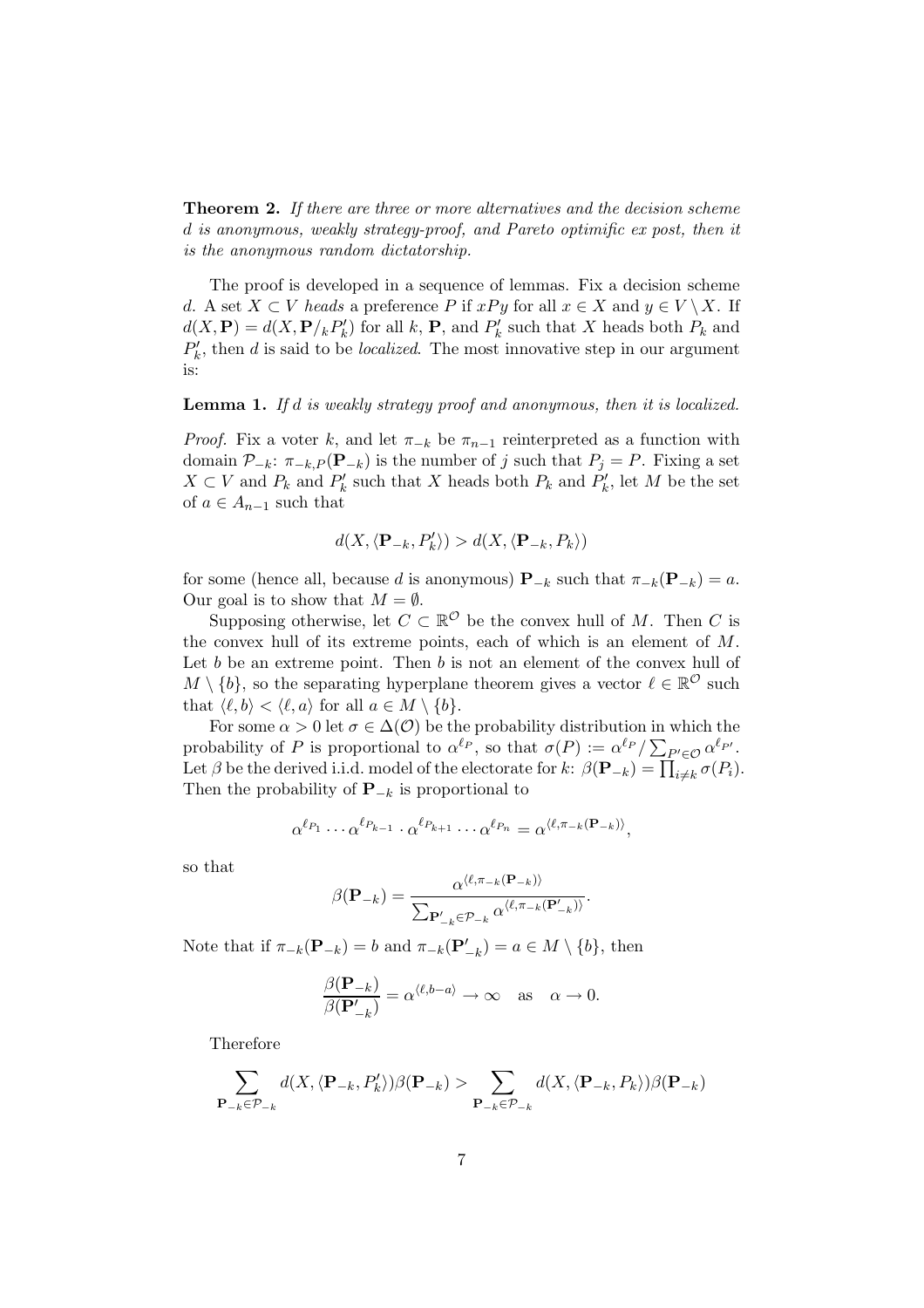**Theorem 2.** *If there are three or more alternatives and the decision scheme $d$ is anonymous, weakly strategy-proof, and Pareto optimific ex post, then it is the anonymous random dictatorship.*

The proof is developed in a sequence of lemmas. Fix a decision scheme $d$. A set $X \subset V$ *heads* a preference $P$ if $xPy$ for all $x \in X$ and $y \in V \setminus X$. If $d(X, \mathbf{P}) = d(X, \mathbf{P}/_k P'_k)$ for all $k$, $\mathbf{P}$, and $P'_k$ such that $X$ heads both $P_k$ and $P'_k$, then $d$ is said to be *localized*. The most innovative step in our argument is:

**Lemma 1.** *If $d$ is weakly strategy proof and anonymous, then it is localized.*

*Proof.* Fix a voter $k$, and let $\pi_{-k}$ be $\pi_{n-1}$ reinterpreted as a function with domain $\mathcal{P}_{-k}$: $\pi_{-k,P}(\mathbf{P}_{-k})$ is the number of $j$ such that $P_j = P$. Fixing a set $X \subset V$ and $P_k$ and $P'_k$ such that $X$ heads both $P_k$ and $P'_k$, let $M$ be the set of $a \in A_{n-1}$ such that

$$d(X, \langle \mathbf{P}_{-k}, P'_k \rangle) > d(X, \langle \mathbf{P}_{-k}, P_k \rangle)$$

for some (hence all, because $d$ is anonymous) $\mathbf{P}_{-k}$ such that $\pi_{-k}(\mathbf{P}_{-k}) = a$. Our goal is to show that $M = \emptyset$.

Supposing otherwise, let $C \subset \mathbb{R}^{\mathcal{O}}$ be the convex hull of $M$. Then $C$ is the convex hull of its extreme points, each of which is an element of $M$. Let $b$ be an extreme point. Then $b$ is not an element of the convex hull of $M \setminus \{b\}$, so the separating hyperplane theorem gives a vector $\ell \in \mathbb{R}^{\mathcal{O}}$ such that $\langle \ell, b \rangle < \langle \ell, a \rangle$ for all $a \in M \setminus \{b\}$.

For some $\alpha > 0$ let $\sigma \in \Delta(\mathcal{O})$ be the probability distribution in which the probability of $P$ is proportional to $\alpha^{\ell_P}$, so that $\sigma(P) := \alpha^{\ell_P} / \sum_{P' \in \mathcal{O}} \alpha^{\ell_{P'}}$. Let $\beta$ be the derived i.i.d. model of the electorate for $k$: $\beta(\mathbf{P}_{-k}) = \prod_{i \neq k} \sigma(P_i)$. Then the probability of $\mathbf{P}_{-k}$ is proportional to

$$\alpha^{\ell_{P_1}} \cdots \alpha^{\ell_{P_{k-1}}} \cdot \alpha^{\ell_{P_{k+1}}} \cdots \alpha^{\ell_{P_n}} = \alpha^{\langle \ell, \pi_{-k}(\mathbf{P}_{-k}) \rangle},$$

so that

$$\beta(\mathbf{P}_{-k}) = \frac{\alpha^{\langle \ell, \pi_{-k}(\mathbf{P}_{-k}) \rangle}}{\sum_{\mathbf{P}'_{-k} \in \mathcal{P}_{-k}} \alpha^{\langle \ell, \pi_{-k}(\mathbf{P}'_{-k}) \rangle}}.$$

Note that if $\pi_{-k}(\mathbf{P}_{-k}) = b$ and $\pi_{-k}(\mathbf{P}'_{-k}) = a \in M \setminus \{b\}$, then

$$\frac{\beta(\mathbf{P}_{-k})}{\beta(\mathbf{P}'_{-k})} = \alpha^{\langle \ell, b - a \rangle} \to \infty \quad \text{as} \quad \alpha \to 0.$$

Therefore

$$\sum_{\mathbf{P}_{-k} \in \mathcal{P}_{-k}} d(X, \langle \mathbf{P}_{-k}, P'_k \rangle) \beta(\mathbf{P}_{-k}) > \sum_{\mathbf{P}_{-k} \in \mathcal{P}_{-k}} d(X, \langle \mathbf{P}_{-k}, P_k \rangle) \beta(\mathbf{P}_{-k})$$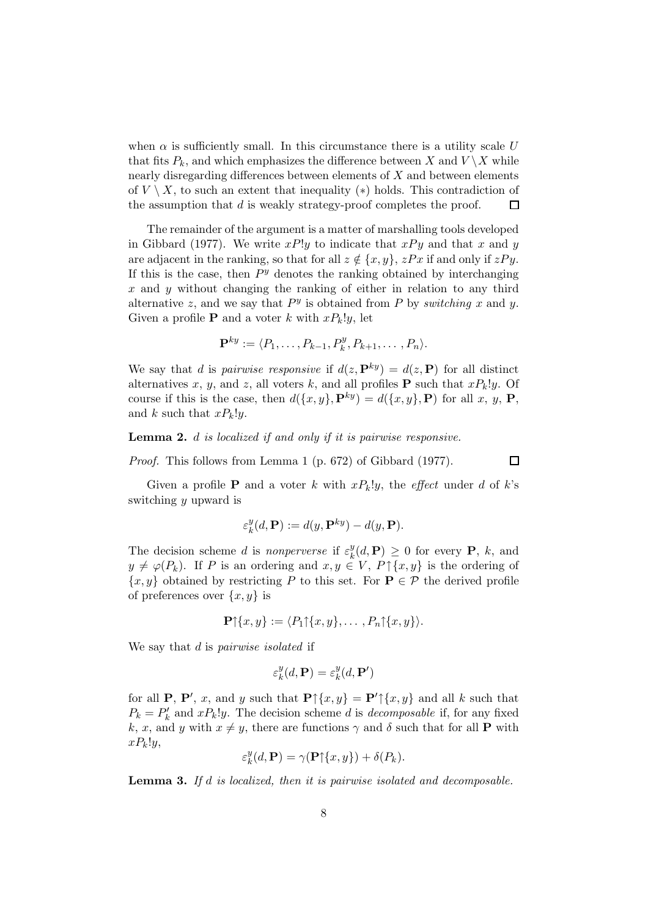when $\alpha$ is sufficiently small. In this circumstance there is a utility scale $U$ that fits $P_k$, and which emphasizes the difference between $X$ and $V \setminus X$ while nearly disregarding differences between elements of $X$ and between elements of $V \setminus X$, to such an extent that inequality $(*)$ holds. This contradiction of the assumption that $d$ is weakly strategy-proof completes the proof. $\square$

The remainder of the argument is a matter of marshalling tools developed in Gibbard (1977). We write $xP!y$ to indicate that $xPy$ and that $x$ and $y$ are adjacent in the ranking, so that for all $z \notin \{x, y\}$, $zPx$ if and only if $zPy$. If this is the case, then $P^y$ denotes the ranking obtained by interchanging $x$ and $y$ without changing the ranking of either in relation to any third alternative $z$, and we say that $P^y$ is obtained from $P$ by *switching* $x$ and $y$. Given a profile $\mathbf{P}$ and a voter $k$ with $xP_k!y$, let

$$\mathbf{P}^{ky} := \langle P_1, \ldots, P_{k-1}, P_k^y, P_{k+1}, \ldots, P_n \rangle.$$

We say that $d$ is *pairwise responsive* if $d(z, \mathbf{P}^{ky}) = d(z, \mathbf{P})$ for all distinct alternatives $x$, $y$, and $z$, all voters $k$, and all profiles $\mathbf{P}$ such that $xP_k!y$. Of course if this is the case, then $d(\{x, y\}, \mathbf{P}^{ky}) = d(\{x, y\}, \mathbf{P})$ for all $x$, $y$, $\mathbf{P}$, and $k$ such that $xP_k!y$.

**Lemma 2.** *$d$ is localized if and only if it is pairwise responsive.*

*Proof.* This follows from Lemma 1 (p. 672) of Gibbard (1977). $\square$

Given a profile $\mathbf{P}$ and a voter $k$ with $xP_k!y$, the *effect* under $d$ of $k$'s switching $y$ upward is

$$\varepsilon_k^y(d, \mathbf{P}) := d(y, \mathbf{P}^{ky}) - d(y, \mathbf{P}).$$

The decision scheme $d$ is *nonperverse* if $\varepsilon_k^y(d, \mathbf{P}) \geq 0$ for every $\mathbf{P}$, $k$, and $y \neq \varphi(P_k)$. If $P$ is an ordering and $x, y \in V$, $P{\upharpoonright}\{x, y\}$ is the ordering of $\{x, y\}$ obtained by restricting $P$ to this set. For $\mathbf{P} \in \mathcal{P}$ the derived profile of preferences over $\{x, y\}$ is

$$\mathbf{P}{\upharpoonright}\{x, y\} := \langle P_1{\upharpoonright}\{x, y\}, \ldots, P_n{\upharpoonright}\{x, y\} \rangle.$$

We say that $d$ is *pairwise isolated* if

$$\varepsilon_k^y(d, \mathbf{P}) = \varepsilon_k^y(d, \mathbf{P}')$$

for all $\mathbf{P}$, $\mathbf{P}'$, $x$, and $y$ such that $\mathbf{P}{\upharpoonright}\{x, y\} = \mathbf{P}'{\upharpoonright}\{x, y\}$ and all $k$ such that $P_k = P'_k$ and $xP_k!y$. The decision scheme $d$ is *decomposable* if, for any fixed $k$, $x$, and $y$ with $x \neq y$, there are functions $\gamma$ and $\delta$ such that for all $\mathbf{P}$ with $xP_k!y$,

$$\varepsilon_k^y(d, \mathbf{P}) = \gamma(\mathbf{P}{\upharpoonright}\{x, y\}) + \delta(P_k).$$

**Lemma 3.** *If $d$ is localized, then it is pairwise isolated and decomposable.*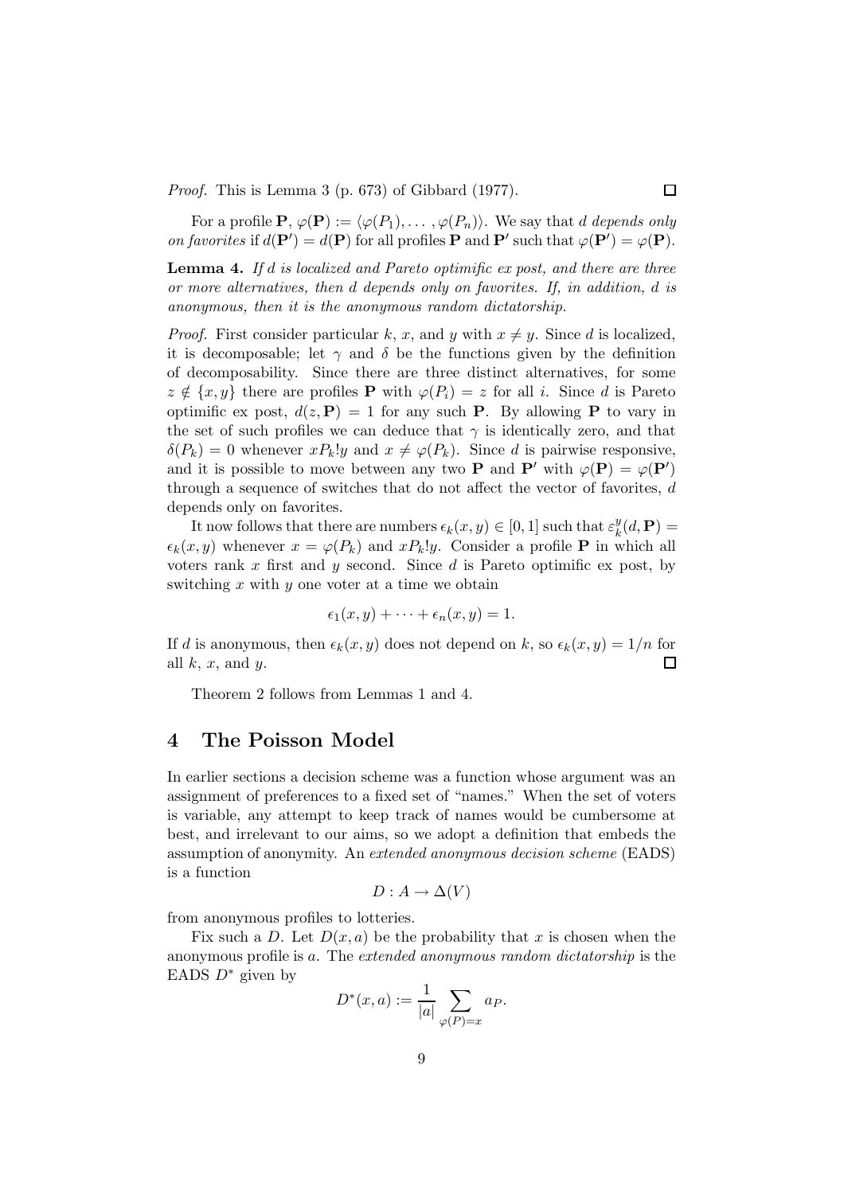*Proof.* This is Lemma 3 (p. 673) of Gibbard (1977). ◻

For a profile $\mathbf{P}$, $\varphi(\mathbf{P}) := \langle \varphi(P_1), \ldots, \varphi(P_n) \rangle$. We say that $d$ *depends only on favorites* if $d(\mathbf{P}') = d(\mathbf{P})$ for all profiles $\mathbf{P}$ and $\mathbf{P}'$ such that $\varphi(\mathbf{P}') = \varphi(\mathbf{P})$.

**Lemma 4.** *If $d$ is localized and Pareto optimific ex post, and there are three or more alternatives, then $d$ depends only on favorites. If, in addition, $d$ is anonymous, then it is the anonymous random dictatorship.*

*Proof.* First consider particular $k$, $x$, and $y$ with $x \neq y$. Since $d$ is localized, it is decomposable; let $\gamma$ and $\delta$ be the functions given by the definition of decomposability. Since there are three distinct alternatives, for some $z \notin \{x, y\}$ there are profiles $\mathbf{P}$ with $\varphi(P_i) = z$ for all $i$. Since $d$ is Pareto optimific ex post, $d(z, \mathbf{P}) = 1$ for any such $\mathbf{P}$. By allowing $\mathbf{P}$ to vary in the set of such profiles we can deduce that $\gamma$ is identically zero, and that $\delta(P_k) = 0$ whenever $xP_k!y$ and $x \neq \varphi(P_k)$. Since $d$ is pairwise responsive, and it is possible to move between any two $\mathbf{P}$ and $\mathbf{P}'$ with $\varphi(\mathbf{P}) = \varphi(\mathbf{P}')$ through a sequence of switches that do not affect the vector of favorites, $d$ depends only on favorites.

It now follows that there are numbers $\epsilon_k(x, y) \in [0, 1]$ such that $\varepsilon_k^y(d, \mathbf{P}) = \epsilon_k(x, y)$ whenever $x = \varphi(P_k)$ and $xP_k!y$. Consider a profile $\mathbf{P}$ in which all voters rank $x$ first and $y$ second. Since $d$ is Pareto optimific ex post, by switching $x$ with $y$ one voter at a time we obtain

$$\epsilon_1(x, y) + \cdots + \epsilon_n(x, y) = 1.$$

If $d$ is anonymous, then $\epsilon_k(x, y)$ does not depend on $k$, so $\epsilon_k(x, y) = 1/n$ for all $k$, $x$, and $y$. ◻

Theorem 2 follows from Lemmas 1 and 4.

## 4 The Poisson Model

In earlier sections a decision scheme was a function whose argument was an assignment of preferences to a fixed set of "names." When the set of voters is variable, any attempt to keep track of names would be cumbersome at best, and irrelevant to our aims, so we adopt a definition that embeds the assumption of anonymity. An *extended anonymous decision scheme* (EADS) is a function

$$D : A \to \Delta(V)$$

from anonymous profiles to lotteries.

Fix such a $D$. Let $D(x, a)$ be the probability that $x$ is chosen when the anonymous profile is $a$. The *extended anonymous random dictatorship* is the EADS $D^*$ given by

$$D^*(x, a) := \frac{1}{|a|} \sum_{\varphi(P) = x} a_P.$$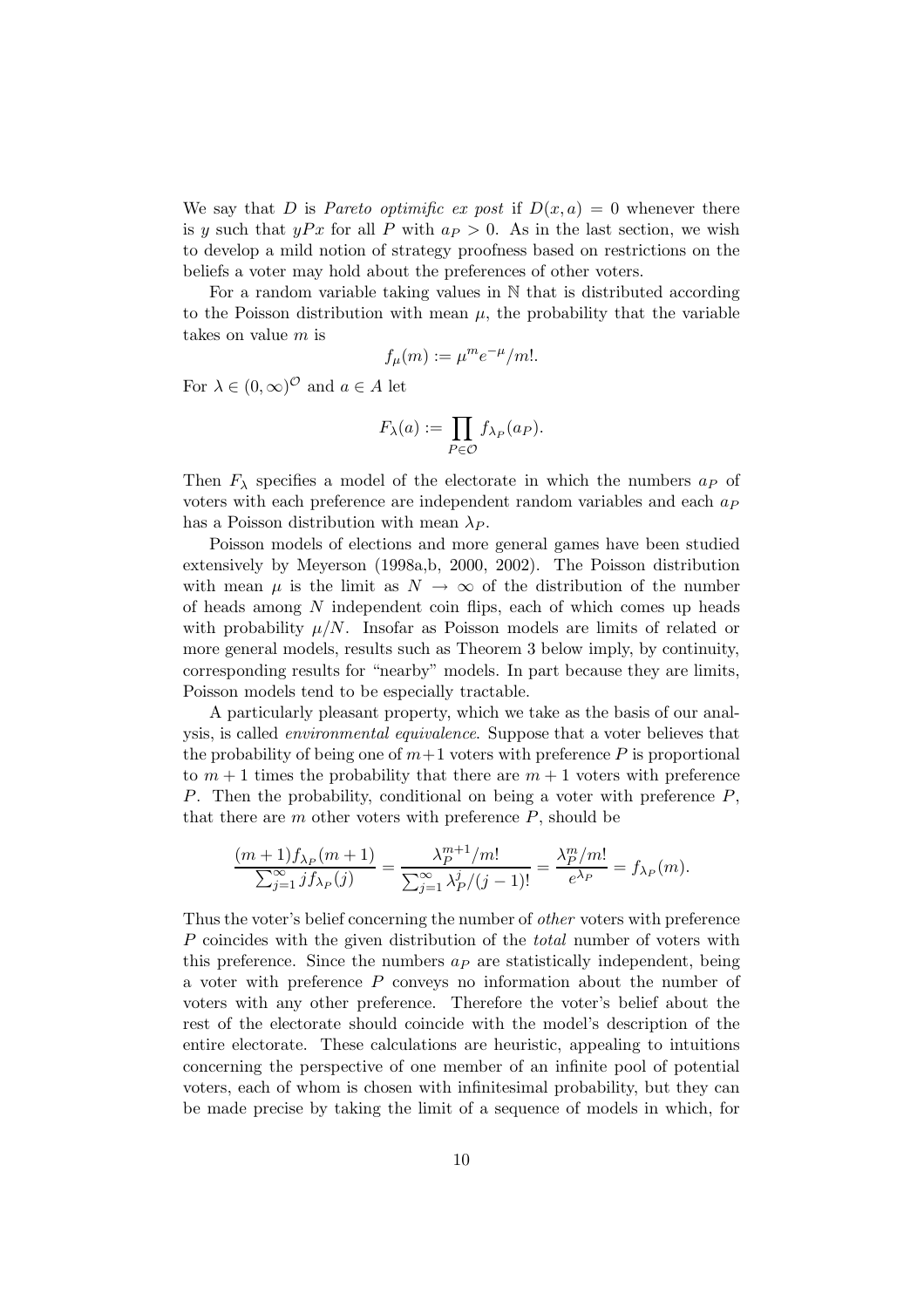We say that $D$ is *Pareto optimific ex post* if $D(x,a) = 0$ whenever there is $y$ such that $yPx$ for all $P$ with $a_P > 0$. As in the last section, we wish to develop a mild notion of strategy proofness based on restrictions on the beliefs a voter may hold about the preferences of other voters.

For a random variable taking values in $\mathbb{N}$ that is distributed according to the Poisson distribution with mean $\mu$, the probability that the variable takes on value $m$ is

$$f_\mu(m) := \mu^m e^{-\mu}/m!.$$

For $\lambda \in (0,\infty)^{\mathcal{O}}$ and $a \in A$ let

$$F_\lambda(a) := \prod_{P \in \mathcal{O}} f_{\lambda_P}(a_P).$$

Then $F_\lambda$ specifies a model of the electorate in which the numbers $a_P$ of voters with each preference are independent random variables and each $a_P$ has a Poisson distribution with mean $\lambda_P$.

Poisson models of elections and more general games have been studied extensively by Meyerson (1998a,b, 2000, 2002). The Poisson distribution with mean $\mu$ is the limit as $N \to \infty$ of the distribution of the number of heads among $N$ independent coin flips, each of which comes up heads with probability $\mu/N$. Insofar as Poisson models are limits of related or more general models, results such as Theorem 3 below imply, by continuity, corresponding results for "nearby" models. In part because they are limits, Poisson models tend to be especially tractable.

A particularly pleasant property, which we take as the basis of our analysis, is called *environmental equivalence*. Suppose that a voter believes that the probability of being one of $m+1$ voters with preference $P$ is proportional to $m+1$ times the probability that there are $m+1$ voters with preference $P$. Then the probability, conditional on being a voter with preference $P$, that there are $m$ other voters with preference $P$, should be

$$\frac{(m+1)f_{\lambda_P}(m+1)}{\sum_{j=1}^{\infty} j f_{\lambda_P}(j)} = \frac{\lambda_P^{m+1}/m!}{\sum_{j=1}^{\infty} \lambda_P^j/(j-1)!} = \frac{\lambda_P^m/m!}{e^{\lambda_P}} = f_{\lambda_P}(m).$$

Thus the voter's belief concerning the number of *other* voters with preference $P$ coincides with the given distribution of the *total* number of voters with this preference. Since the numbers $a_P$ are statistically independent, being a voter with preference $P$ conveys no information about the number of voters with any other preference. Therefore the voter's belief about the rest of the electorate should coincide with the model's description of the entire electorate. These calculations are heuristic, appealing to intuitions concerning the perspective of one member of an infinite pool of potential voters, each of whom is chosen with infinitesimal probability, but they can be made precise by taking the limit of a sequence of models in which, for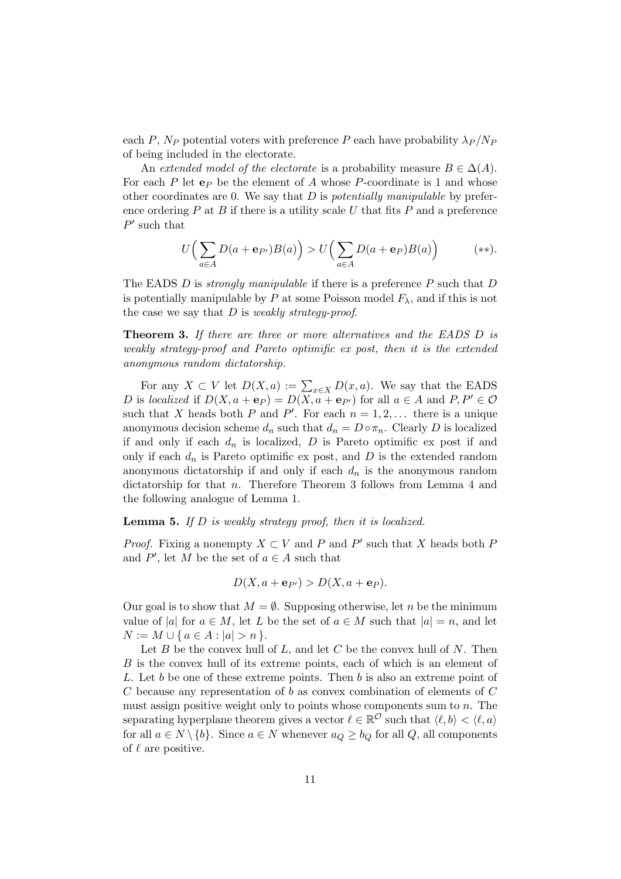each $P$, $N_P$ potential voters with preference $P$ each have probability $\lambda_P/N_P$ of being included in the electorate.

An *extended model of the electorate* is a probability measure $B \in \Delta(A)$. For each $P$ let $\mathbf{e}_P$ be the element of $A$ whose $P$-coordinate is 1 and whose other coordinates are 0. We say that $D$ is *potentially manipulable* by preference ordering $P$ at $B$ if there is a utility scale $U$ that fits $P$ and a preference $P'$ such that

$$U\Big(\sum_{a \in A} D(a + \mathbf{e}_{P'})B(a)\Big) > U\Big(\sum_{a \in A} D(a + \mathbf{e}_P)B(a)\Big) \qquad (**).$$

The EADS $D$ is *strongly manipulable* if there is a preference $P$ such that $D$ is potentially manipulable by $P$ at some Poisson model $F_\lambda$, and if this is not the case we say that $D$ is *weakly strategy-proof.*

**Theorem 3.** *If there are three or more alternatives and the EADS $D$ is weakly strategy-proof and Pareto optimific ex post, then it is the extended anonymous random dictatorship.*

For any $X \subset V$ let $D(X, a) := \sum_{x \in X} D(x, a)$. We say that the EADS $D$ is *localized* if $D(X, a + \mathbf{e}_P) = D(X, a + \mathbf{e}_{P'})$ for all $a \in A$ and $P, P' \in \mathcal{O}$ such that $X$ heads both $P$ and $P'$. For each $n = 1, 2, \dots$ there is a unique anonymous decision scheme $d_n$ such that $d_n = D \circ \pi_n$. Clearly $D$ is localized if and only if each $d_n$ is localized, $D$ is Pareto optimific ex post if and only if each $d_n$ is Pareto optimific ex post, and $D$ is the extended random anonymous dictatorship if and only if each $d_n$ is the anonymous random dictatorship for that $n$. Therefore Theorem 3 follows from Lemma 4 and the following analogue of Lemma 1.

**Lemma 5.** *If $D$ is weakly strategy proof, then it is localized.*

*Proof.* Fixing a nonempty $X \subset V$ and $P$ and $P'$ such that $X$ heads both $P$ and $P'$, let $M$ be the set of $a \in A$ such that

$$D(X, a + \mathbf{e}_{P'}) > D(X, a + \mathbf{e}_P).$$

Our goal is to show that $M = \emptyset$. Supposing otherwise, let $n$ be the minimum value of $|a|$ for $a \in M$, let $L$ be the set of $a \in M$ such that $|a| = n$, and let $N := M \cup \{\, a \in A : |a| > n \,\}$.

Let $B$ be the convex hull of $L$, and let $C$ be the convex hull of $N$. Then $B$ is the convex hull of its extreme points, each of which is an element of $L$. Let $b$ be one of these extreme points. Then $b$ is also an extreme point of $C$ because any representation of $b$ as convex combination of elements of $C$ must assign positive weight only to points whose components sum to $n$. The separating hyperplane theorem gives a vector $\ell \in \mathbb{R}^{\mathcal{O}}$ such that $\langle \ell, b \rangle < \langle \ell, a \rangle$ for all $a \in N \setminus \{b\}$. Since $a \in N$ whenever $a_Q \geq b_Q$ for all $Q$, all components of $\ell$ are positive.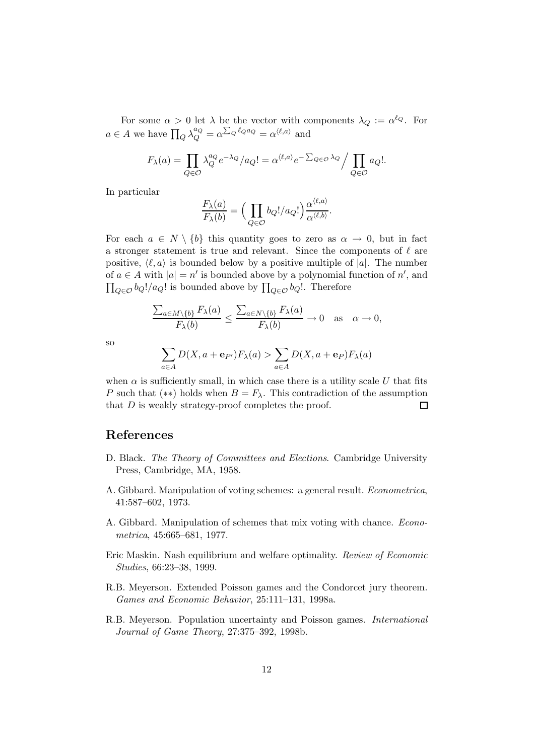For some $\alpha > 0$ let $\lambda$ be the vector with components $\lambda_Q := \alpha^{\ell_Q}$. For $a \in A$ we have $\prod_Q \lambda_Q^{a_Q} = \alpha^{\sum_Q \ell_Q a_Q} = \alpha^{\langle \ell, a \rangle}$ and

$$F_\lambda(a) = \prod_{Q \in \mathcal{O}} \lambda_Q^{a_Q} e^{-\lambda_Q}/a_Q! = \alpha^{\langle \ell, a \rangle} e^{-\sum_{Q \in \mathcal{O}} \lambda_Q} \Big/ \prod_{Q \in \mathcal{O}} a_Q!.$$

In particular

$$\frac{F_\lambda(a)}{F_\lambda(b)} = \Big( \prod_{Q \in \mathcal{O}} b_Q!/a_Q! \Big) \frac{\alpha^{\langle \ell, a \rangle}}{\alpha^{\langle \ell, b \rangle}}.$$

For each $a \in N \setminus \{b\}$ this quantity goes to zero as $\alpha \to 0$, but in fact a stronger statement is true and relevant. Since the components of $\ell$ are positive, $\langle \ell, a \rangle$ is bounded below by a positive multiple of $|a|$. The number of $a \in A$ with $|a| = n'$ is bounded above by a polynomial function of $n'$, and $\prod_{Q \in \mathcal{O}} b_Q!/a_Q!$ is bounded above by $\prod_{Q \in \mathcal{O}} b_Q!$. Therefore

$$\frac{\sum_{a \in M \setminus \{b\}} F_\lambda(a)}{F_\lambda(b)} \leq \frac{\sum_{a \in N \setminus \{b\}} F_\lambda(a)}{F_\lambda(b)} \to 0 \quad \text{as} \quad \alpha \to 0,$$

so

$$\sum_{a \in A} D(X, a + \mathbf{e}_{P'}) F_\lambda(a) > \sum_{a \in A} D(X, a + \mathbf{e}_P) F_\lambda(a)$$

when $\alpha$ is sufficiently small, in which case there is a utility scale $U$ that fits $P$ such that $(**)$ holds when $B = F_\lambda$. This contradiction of the assumption that $D$ is weakly strategy-proof completes the proof. □

## References

D. Black. *The Theory of Committees and Elections*. Cambridge University Press, Cambridge, MA, 1958.

A. Gibbard. Manipulation of voting schemes: a general result. *Econometrica*, 41:587–602, 1973.

A. Gibbard. Manipulation of schemes that mix voting with chance. *Econometrica*, 45:665–681, 1977.

Eric Maskin. Nash equilibrium and welfare optimality. *Review of Economic Studies*, 66:23–38, 1999.

R.B. Meyerson. Extended Poisson games and the Condorcet jury theorem. *Games and Economic Behavior*, 25:111–131, 1998a.

R.B. Meyerson. Population uncertainty and Poisson games. *International Journal of Game Theory*, 27:375–392, 1998b.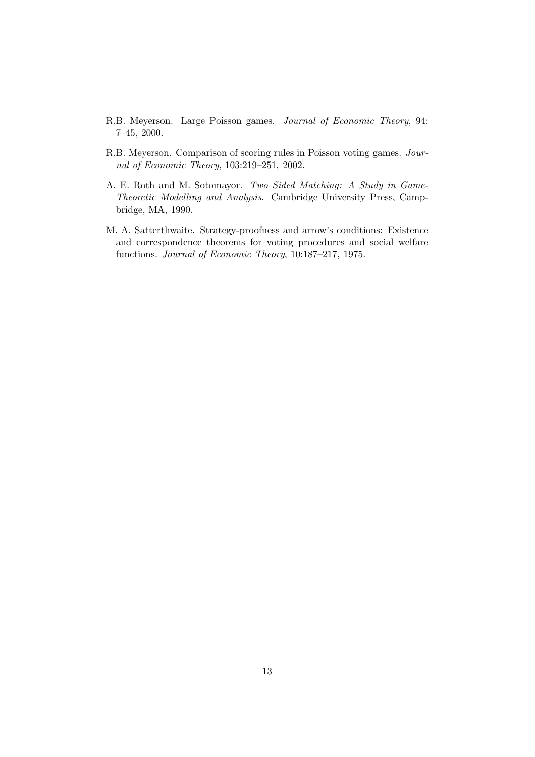R.B. Meyerson. Large Poisson games. *Journal of Economic Theory*, 94: 7–45, 2000.

R.B. Meyerson. Comparison of scoring rules in Poisson voting games. *Journal of Economic Theory*, 103:219–251, 2002.

A. E. Roth and M. Sotomayor. *Two Sided Matching: A Study in Game-Theoretic Modelling and Analysis*. Cambridge University Press, Campbridge, MA, 1990.

M. A. Satterthwaite. Strategy-proofness and arrow's conditions: Existence and correspondence theorems for voting procedures and social welfare functions. *Journal of Economic Theory*, 10:187–217, 1975.